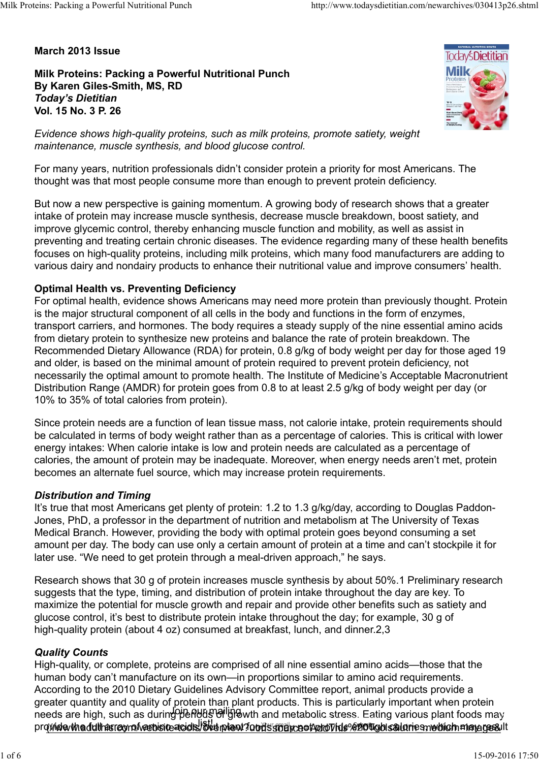March 2013 Issue

# Milk Proteins: Packing a Powerful Nutritional Punch

**By Karen Giles-Smith, MS, RD**
***Today's Dietitian***
**Vol. 15 No. 3 P. 26**

*Evidence shows high-quality proteins, such as milk proteins, promote satiety, weight maintenance, muscle synthesis, and blood glucose control.*

For many years, nutrition professionals didn't consider protein a priority for most Americans. The thought was that most people consume more than enough to prevent protein deficiency.

But now a new perspective is gaining momentum. A growing body of research shows that a greater intake of protein may increase muscle synthesis, decrease muscle breakdown, boost satiety, and improve glycemic control, thereby enhancing muscle function and mobility, as well as assist in preventing and treating certain chronic diseases. The evidence regarding many of these health benefits focuses on high-quality proteins, including milk proteins, which many food manufacturers are adding to various dairy and nondairy products to enhance their nutritional value and improve consumers' health.

## Optimal Health vs. Preventing Deficiency

For optimal health, evidence shows Americans may need more protein than previously thought. Protein is the major structural component of all cells in the body and functions in the form of enzymes, transport carriers, and hormones. The body requires a steady supply of the nine essential amino acids from dietary protein to synthesize new proteins and balance the rate of protein breakdown. The Recommended Dietary Allowance (RDA) for protein, 0.8 g/kg of body weight per day for those aged 19 and older, is based on the minimal amount of protein required to prevent protein deficiency, not necessarily the optimal amount to promote health. The Institute of Medicine's Acceptable Macronutrient Distribution Range (AMDR) for protein goes from 0.8 to at least 2.5 g/kg of body weight per day (or 10% to 35% of total calories from protein).

Since protein needs are a function of lean tissue mass, not calorie intake, protein requirements should be calculated in terms of body weight rather than as a percentage of calories. This is critical with lower energy intakes: When calorie intake is low and protein needs are calculated as a percentage of calories, the amount of protein may be inadequate. Moreover, when energy needs aren't met, protein becomes an alternate fuel source, which may increase protein requirements.

### *Distribution and Timing*

It's true that most Americans get plenty of protein: 1.2 to 1.3 g/kg/day, according to Douglas Paddon-Jones, PhD, a professor in the department of nutrition and metabolism at The University of Texas Medical Branch. However, providing the body with optimal protein goes beyond consuming a set amount per day. The body can use only a certain amount of protein at a time and can't stockpile it for later use. "We need to get protein through a meal-driven approach," he says.

Research shows that 30 g of protein increases muscle synthesis by about 50%.[1] Preliminary research suggests that the type, timing, and distribution of protein intake throughout the day are key. To maximize the potential for muscle growth and repair and provide other benefits such as satiety and glucose control, it's best to distribute protein intake throughout the day; for example, 30 g of high-quality protein (about 4 oz) consumed at breakfast, lunch, and dinner.[2,3]

### *Quality Counts*

High-quality, or complete, proteins are comprised of all nine essential amino acids—those that the human body can't manufacture on its own—in proportions similar to amino acid requirements. According to the 2010 Dietary Guidelines Advisory Committee report, animal products provide a greater quantity and quality of protein than plant products. This is particularly important when protein needs are high, such as during periods of growth and metabolic stress. Eating various plant foods may provide the full array of amino acids, but plant foods may contain more calories, which may result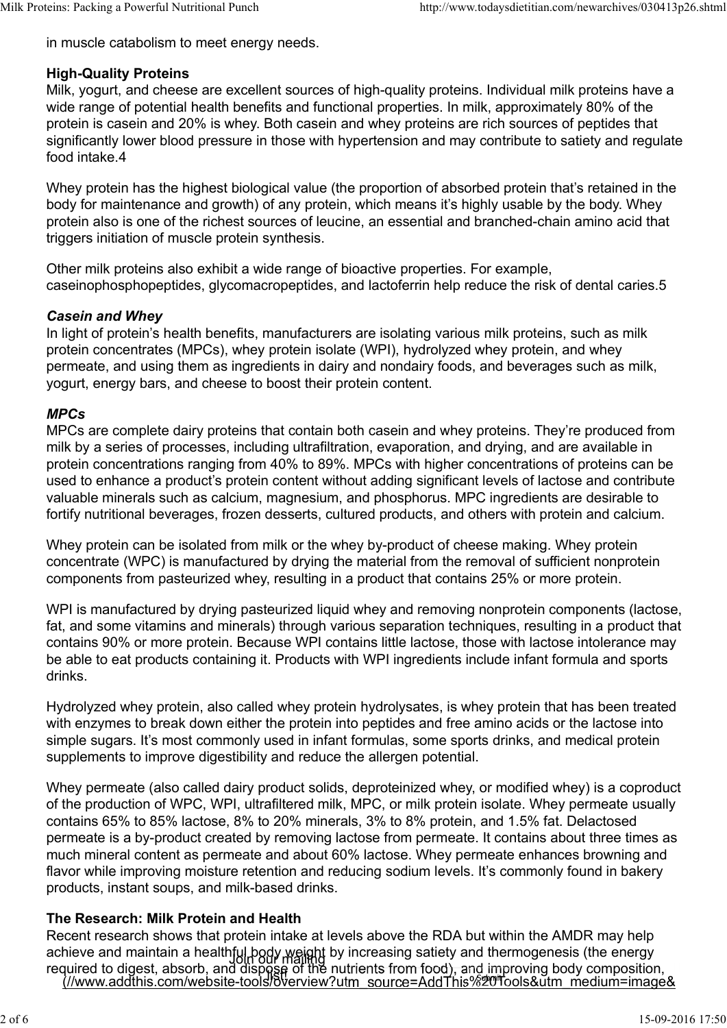in muscle catabolism to meet energy needs.

## High-Quality Proteins

Milk, yogurt, and cheese are excellent sources of high-quality proteins. Individual milk proteins have a wide range of potential health benefits and functional properties. In milk, approximately 80% of the protein is casein and 20% is whey. Both casein and whey proteins are rich sources of peptides that significantly lower blood pressure in those with hypertension and may contribute to satiety and regulate food intake.[4]

Whey protein has the highest biological value (the proportion of absorbed protein that's retained in the body for maintenance and growth) of any protein, which means it's highly usable by the body. Whey protein also is one of the richest sources of leucine, an essential and branched-chain amino acid that triggers initiation of muscle protein synthesis.

Other milk proteins also exhibit a wide range of bioactive properties. For example, caseinophosphopeptides, glycomacropeptides, and lactoferrin help reduce the risk of dental caries.[5]

### *Casein and Whey*

In light of protein's health benefits, manufacturers are isolating various milk proteins, such as milk protein concentrates (MPCs), whey protein isolate (WPI), hydrolyzed whey protein, and whey permeate, and using them as ingredients in dairy and nondairy foods, and beverages such as milk, yogurt, energy bars, and cheese to boost their protein content.

### *MPCs*

MPCs are complete dairy proteins that contain both casein and whey proteins. They're produced from milk by a series of processes, including ultrafiltration, evaporation, and drying, and are available in protein concentrations ranging from 40% to 89%. MPCs with higher concentrations of proteins can be used to enhance a product's protein content without adding significant levels of lactose and contribute valuable minerals such as calcium, magnesium, and phosphorus. MPC ingredients are desirable to fortify nutritional beverages, frozen desserts, cultured products, and others with protein and calcium.

Whey protein can be isolated from milk or the whey by-product of cheese making. Whey protein concentrate (WPC) is manufactured by drying the material from the removal of sufficient nonprotein components from pasteurized whey, resulting in a product that contains 25% or more protein.

WPI is manufactured by drying pasteurized liquid whey and removing nonprotein components (lactose, fat, and some vitamins and minerals) through various separation techniques, resulting in a product that contains 90% or more protein. Because WPI contains little lactose, those with lactose intolerance may be able to eat products containing it. Products with WPI ingredients include infant formula and sports drinks.

Hydrolyzed whey protein, also called whey protein hydrolysates, is whey protein that has been treated with enzymes to break down either the protein into peptides and free amino acids or the lactose into simple sugars. It's most commonly used in infant formulas, some sports drinks, and medical protein supplements to improve digestibility and reduce the allergen potential.

Whey permeate (also called dairy product solids, deproteinized whey, or modified whey) is a coproduct of the production of WPC, WPI, ultrafiltered milk, MPC, or milk protein isolate. Whey permeate usually contains 65% to 85% lactose, 8% to 20% minerals, 3% to 8% protein, and 1.5% fat. Delactosed permeate is a by-product created by removing lactose from permeate. It contains about three times as much mineral content as permeate and about 60% lactose. Whey permeate enhances browning and flavor while improving moisture retention and reducing sodium levels. It's commonly found in bakery products, instant soups, and milk-based drinks.

## The Research: Milk Protein and Health

Recent research shows that protein intake at levels above the RDA but within the AMDR may help achieve and maintain a healthful body weight by increasing satiety and thermogenesis (the energy required to digest, absorb, and dispose of the nutrients from food), and improving body composition,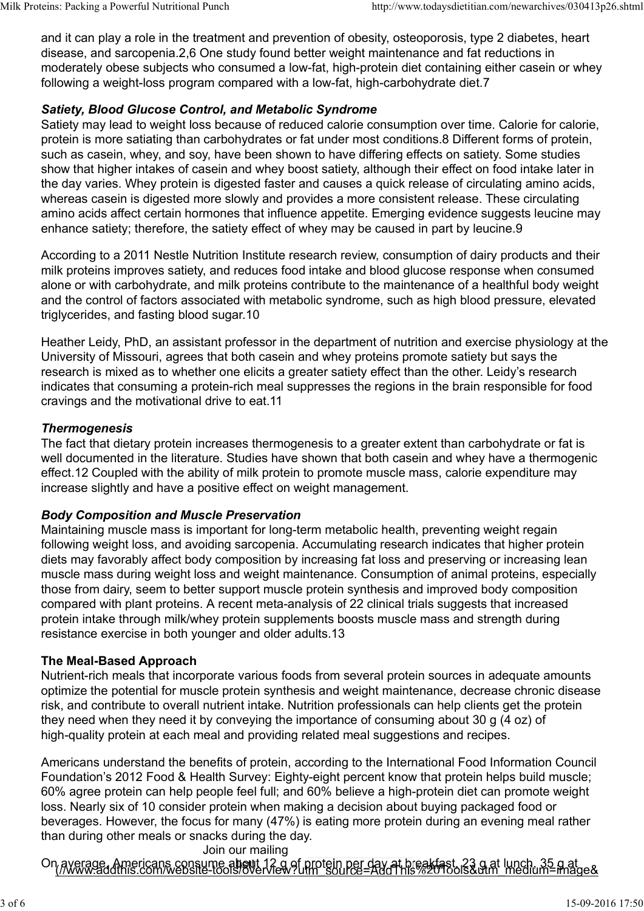and it can play a role in the treatment and prevention of obesity, osteoporosis, type 2 diabetes, heart disease, and sarcopenia.[2,6] One study found better weight maintenance and fat reductions in moderately obese subjects who consumed a low-fat, high-protein diet containing either casein or whey following a weight-loss program compared with a low-fat, high-carbohydrate diet.[7]

### *Satiety, Blood Glucose Control, and Metabolic Syndrome*

Satiety may lead to weight loss because of reduced calorie consumption over time. Calorie for calorie, protein is more satiating than carbohydrates or fat under most conditions.[8] Different forms of protein, such as casein, whey, and soy, have been shown to have differing effects on satiety. Some studies show that higher intakes of casein and whey boost satiety, although their effect on food intake later in the day varies. Whey protein is digested faster and causes a quick release of circulating amino acids, whereas casein is digested more slowly and provides a more consistent release. These circulating amino acids affect certain hormones that influence appetite. Emerging evidence suggests leucine may enhance satiety; therefore, the satiety effect of whey may be caused in part by leucine.[9]

According to a 2011 Nestle Nutrition Institute research review, consumption of dairy products and their milk proteins improves satiety, and reduces food intake and blood glucose response when consumed alone or with carbohydrate, and milk proteins contribute to the maintenance of a healthful body weight and the control of factors associated with metabolic syndrome, such as high blood pressure, elevated triglycerides, and fasting blood sugar.[10]

Heather Leidy, PhD, an assistant professor in the department of nutrition and exercise physiology at the University of Missouri, agrees that both casein and whey proteins promote satiety but says the research is mixed as to whether one elicits a greater satiety effect than the other. Leidy's research indicates that consuming a protein-rich meal suppresses the regions in the brain responsible for food cravings and the motivational drive to eat.[11]

### *Thermogenesis*

The fact that dietary protein increases thermogenesis to a greater extent than carbohydrate or fat is well documented in the literature. Studies have shown that both casein and whey have a thermogenic effect.[12] Coupled with the ability of milk protein to promote muscle mass, calorie expenditure may increase slightly and have a positive effect on weight management.

### *Body Composition and Muscle Preservation*

Maintaining muscle mass is important for long-term metabolic health, preventing weight regain following weight loss, and avoiding sarcopenia. Accumulating research indicates that higher protein diets may favorably affect body composition by increasing fat loss and preserving or increasing lean muscle mass during weight loss and weight maintenance. Consumption of animal proteins, especially those from dairy, seem to better support muscle protein synthesis and improved body composition compared with plant proteins. A recent meta-analysis of 22 clinical trials suggests that increased protein intake through milk/whey protein supplements boosts muscle mass and strength during resistance exercise in both younger and older adults.[13]

## The Meal-Based Approach

Nutrient-rich meals that incorporate various foods from several protein sources in adequate amounts optimize the potential for muscle protein synthesis and weight maintenance, decrease chronic disease risk, and contribute to overall nutrient intake. Nutrition professionals can help clients get the protein they need when they need it by conveying the importance of consuming about 30 g (4 oz) of high-quality protein at each meal and providing related meal suggestions and recipes.

Americans understand the benefits of protein, according to the International Food Information Council Foundation's 2012 Food & Health Survey: Eighty-eight percent know that protein helps build muscle; 60% agree protein can help people feel full; and 60% believe a high-protein diet can promote weight loss. Nearly six of 10 consider protein when making a decision about buying packaged food or beverages. However, the focus for many (47%) is eating more protein during an evening meal rather than during other meals or snacks during the day.

Join our mailing

On average, Americans consume about 12 g of protein per day at breakfast, 23 g at lunch, 35 g at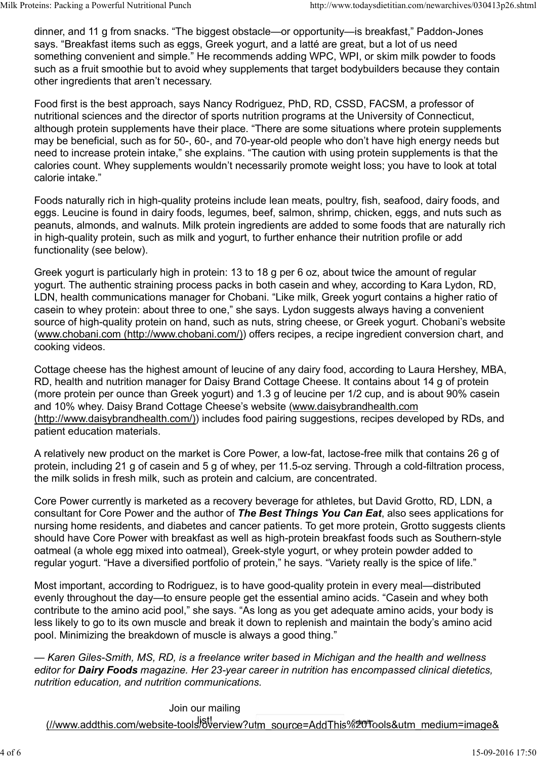dinner, and 11 g from snacks. "The biggest obstacle—or opportunity—is breakfast," Paddon-Jones says. "Breakfast items such as eggs, Greek yogurt, and a latté are great, but a lot of us need something convenient and simple." He recommends adding WPC, WPI, or skim milk powder to foods such as a fruit smoothie but to avoid whey supplements that target bodybuilders because they contain other ingredients that aren't necessary.

Food first is the best approach, says Nancy Rodriguez, PhD, RD, CSSD, FACSM, a professor of nutritional sciences and the director of sports nutrition programs at the University of Connecticut, although protein supplements have their place. "There are some situations where protein supplements may be beneficial, such as for 50-, 60-, and 70-year-old people who don't have high energy needs but need to increase protein intake," she explains. "The caution with using protein supplements is that the calories count. Whey supplements wouldn't necessarily promote weight loss; you have to look at total calorie intake."

Foods naturally rich in high-quality proteins include lean meats, poultry, fish, seafood, dairy foods, and eggs. Leucine is found in dairy foods, legumes, beef, salmon, shrimp, chicken, eggs, and nuts such as peanuts, almonds, and walnuts. Milk protein ingredients are added to some foods that are naturally rich in high-quality protein, such as milk and yogurt, to further enhance their nutrition profile or add functionality (see below).

Greek yogurt is particularly high in protein: 13 to 18 g per 6 oz, about twice the amount of regular yogurt. The authentic straining process packs in both casein and whey, according to Kara Lydon, RD, LDN, health communications manager for Chobani. "Like milk, Greek yogurt contains a higher ratio of casein to whey protein: about three to one," she says. Lydon suggests always having a convenient source of high-quality protein on hand, such as nuts, string cheese, or Greek yogurt. Chobani's website (www.chobani.com (http://www.chobani.com/)) offers recipes, a recipe ingredient conversion chart, and cooking videos.

Cottage cheese has the highest amount of leucine of any dairy food, according to Laura Hershey, MBA, RD, health and nutrition manager for Daisy Brand Cottage Cheese. It contains about 14 g of protein (more protein per ounce than Greek yogurt) and 1.3 g of leucine per 1/2 cup, and is about 90% casein and 10% whey. Daisy Brand Cottage Cheese's website (www.daisybrandhealth.com (http://www.daisybrandhealth.com/)) includes food pairing suggestions, recipes developed by RDs, and patient education materials.

A relatively new product on the market is Core Power, a low-fat, lactose-free milk that contains 26 g of protein, including 21 g of casein and 5 g of whey, per 11.5-oz serving. Through a cold-filtration process, the milk solids in fresh milk, such as protein and calcium, are concentrated.

Core Power currently is marketed as a recovery beverage for athletes, but David Grotto, RD, LDN, a consultant for Core Power and the author of ***The Best Things You Can Eat***, also sees applications for nursing home residents, and diabetes and cancer patients. To get more protein, Grotto suggests clients should have Core Power with breakfast as well as high-protein breakfast foods such as Southern-style oatmeal (a whole egg mixed into oatmeal), Greek-style yogurt, or whey protein powder added to regular yogurt. "Have a diversified portfolio of protein," he says. "Variety really is the spice of life."

Most important, according to Rodriguez, is to have good-quality protein in every meal—distributed evenly throughout the day—to ensure people get the essential amino acids. "Casein and whey both contribute to the amino acid pool," she says. "As long as you get adequate amino acids, your body is less likely to go to its own muscle and break it down to replenish and maintain the body's amino acid pool. Minimizing the breakdown of muscle is always a good thing."

*— Karen Giles-Smith, MS, RD, is a freelance writer based in Michigan and the health and wellness editor for **Dairy Foods** magazine. Her 23-year career in nutrition has encompassed clinical dietetics, nutrition education, and nutrition communications.*

Join our mailing list!

(//www.addthis.com/website-tools/overview?utm_source=AddThis%20Tools&utm_medium=image&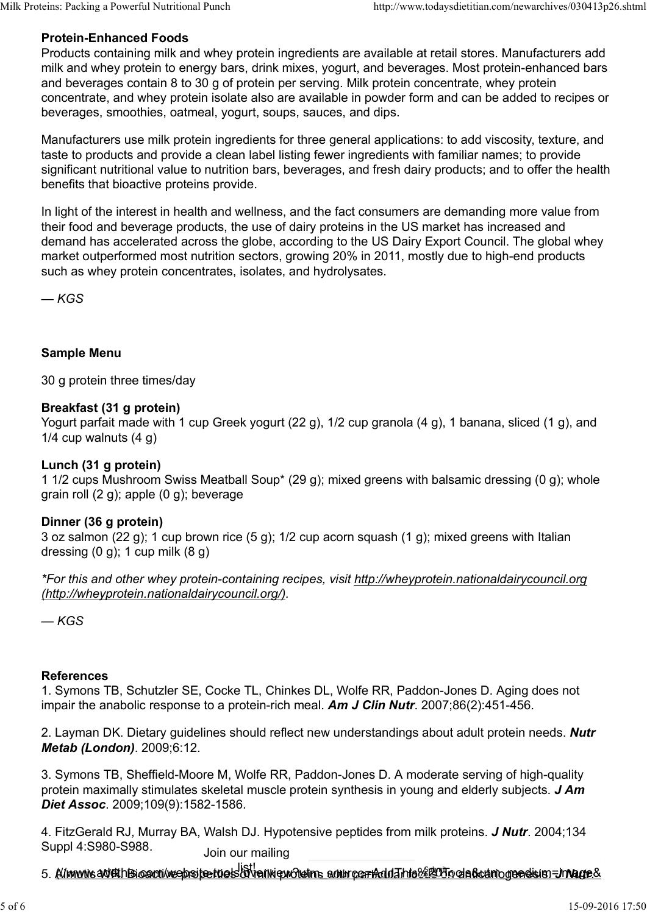**Protein-Enhanced Foods**

Products containing milk and whey protein ingredients are available at retail stores. Manufacturers add milk and whey protein to energy bars, drink mixes, yogurt, and beverages. Most protein-enhanced bars and beverages contain 8 to 30 g of protein per serving. Milk protein concentrate, whey protein concentrate, and whey protein isolate also are available in powder form and can be added to recipes or beverages, smoothies, oatmeal, yogurt, soups, sauces, and dips.

Manufacturers use milk protein ingredients for three general applications: to add viscosity, texture, and taste to products and provide a clean label listing fewer ingredients with familiar names; to provide significant nutritional value to nutrition bars, beverages, and fresh dairy products; and to offer the health benefits that bioactive proteins provide.

In light of the interest in health and wellness, and the fact consumers are demanding more value from their food and beverage products, the use of dairy proteins in the US market has increased and demand has accelerated across the globe, according to the US Dairy Export Council. The global whey market outperformed most nutrition sectors, growing 20% in 2011, mostly due to high-end products such as whey protein concentrates, isolates, and hydrolysates.

*— KGS*

**Sample Menu**

30 g protein three times/day

**Breakfast (31 g protein)**

Yogurt parfait made with 1 cup Greek yogurt (22 g), 1/2 cup granola (4 g), 1 banana, sliced (1 g), and 1/4 cup walnuts (4 g)

**Lunch (31 g protein)**

1 1/2 cups Mushroom Swiss Meatball Soup* (29 g); mixed greens with balsamic dressing (0 g); whole grain roll (2 g); apple (0 g); beverage

**Dinner (36 g protein)**

3 oz salmon (22 g); 1 cup brown rice (5 g); 1/2 cup acorn squash (1 g); mixed greens with Italian dressing (0 g); 1 cup milk (8 g)

*\*For this and other whey protein-containing recipes, visit http://wheyprotein.nationaldairycouncil.org (http://wheyprotein.nationaldairycouncil.org/).*

*— KGS*

**References**

1. Symons TB, Schutzler SE, Cocke TL, Chinkes DL, Wolfe RR, Paddon-Jones D. Aging does not impair the anabolic response to a protein-rich meal. ***Am J Clin Nutr***. 2007;86(2):451-456.

2. Layman DK. Dietary guidelines should reflect new understandings about adult protein needs. ***Nutr Metab (London)***. 2009;6:12.

3. Symons TB, Sheffield-Moore M, Wolfe RR, Paddon-Jones D. A moderate serving of high-quality protein maximally stimulates skeletal muscle protein synthesis in young and elderly subjects. ***J Am Diet Assoc***. 2009;109(9):1582-1586.

4. FitzGerald RJ, Murray BA, Walsh DJ. Hypotensive peptides from milk proteins. ***J Nutr***. 2004;134 Suppl 4:S980-S988.

5. Aimutis WR. Bioactive properties of milk proteins with particular focus on anticariogenesis. ***J Nutr***.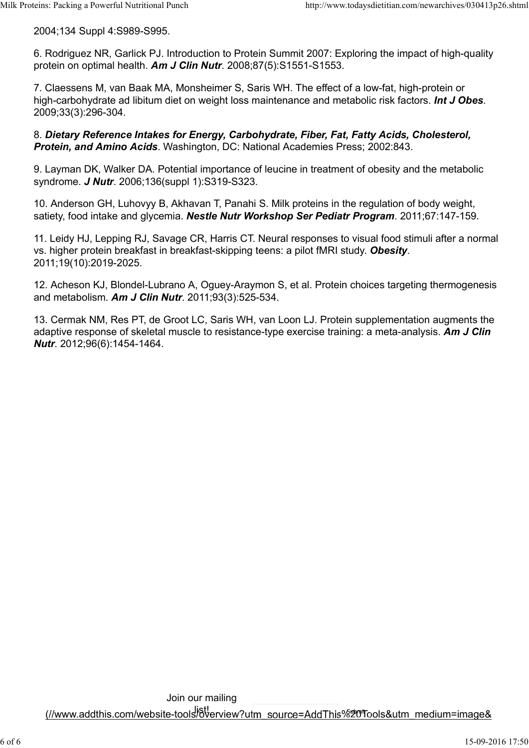2004;134 Suppl 4:S989-S995.

6. Rodriguez NR, Garlick PJ. Introduction to Protein Summit 2007: Exploring the impact of high-quality protein on optimal health. ***Am J Clin Nutr***. 2008;87(5):S1551-S1553.

7. Claessens M, van Baak MA, Monsheimer S, Saris WH. The effect of a low-fat, high-protein or high-carbohydrate ad libitum diet on weight loss maintenance and metabolic risk factors. ***Int J Obes***. 2009;33(3):296-304.

8. ***Dietary Reference Intakes for Energy, Carbohydrate, Fiber, Fat, Fatty Acids, Cholesterol, Protein, and Amino Acids***. Washington, DC: National Academies Press; 2002:843.

9. Layman DK, Walker DA. Potential importance of leucine in treatment of obesity and the metabolic syndrome. ***J Nutr***. 2006;136(suppl 1):S319-S323.

10. Anderson GH, Luhovyy B, Akhavan T, Panahi S. Milk proteins in the regulation of body weight, satiety, food intake and glycemia. ***Nestle Nutr Workshop Ser Pediatr Program***. 2011;67:147-159.

11. Leidy HJ, Lepping RJ, Savage CR, Harris CT. Neural responses to visual food stimuli after a normal vs. higher protein breakfast in breakfast-skipping teens: a pilot fMRI study. ***Obesity***. 2011;19(10):2019-2025.

12. Acheson KJ, Blondel-Lubrano A, Oguey-Araymon S, et al. Protein choices targeting thermogenesis and metabolism. ***Am J Clin Nutr***. 2011;93(3):525-534.

13. Cermak NM, Res PT, de Groot LC, Saris WH, van Loon LJ. Protein supplementation augments the adaptive response of skeletal muscle to resistance-type exercise training: a meta-analysis. ***Am J Clin Nutr***. 2012;96(6):1454-1464.

Join our mailing list!

Submit

(//www.addthis.com/website-tools/overview?utm_source=AddThis%20Tools&utm_medium=image&